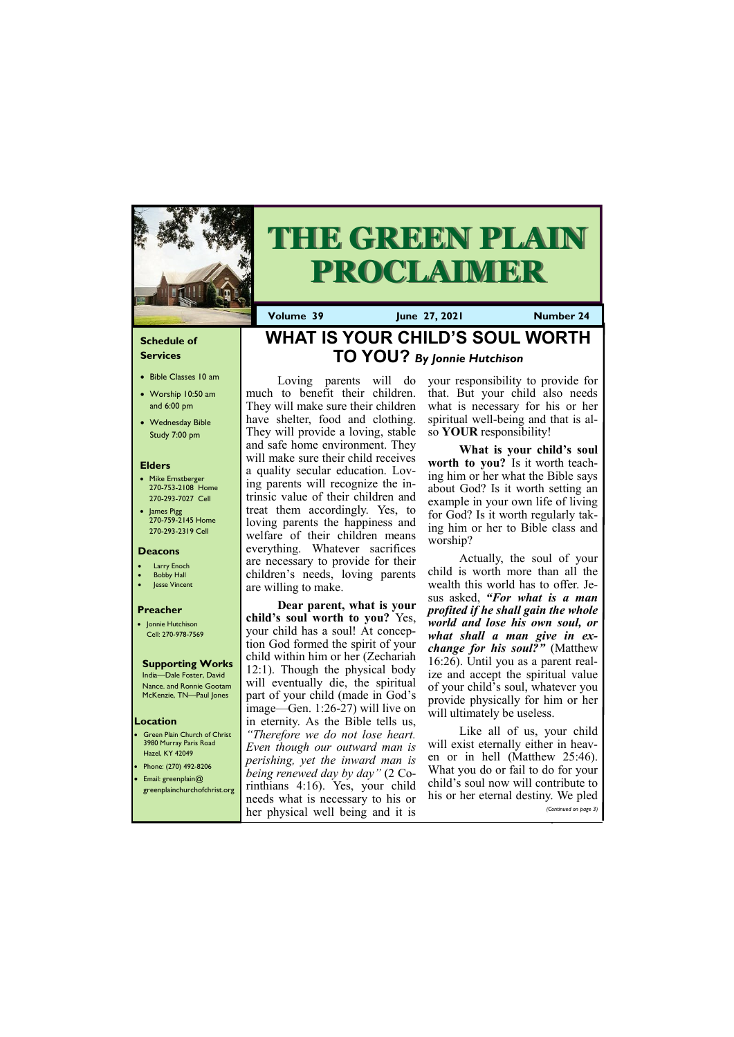# THE GREEN PLAIN PROCLAIMER

**Volume 39** | **June 27, 2021** | **Number 24**

### Schedule of Services

- Bible Classes 10 am
- Worship 10:50 am and 6:00 pm
- Wednesday Bible Study 7:00 pm

### Elders

- Mike Ernstberger 270-753-2108 Home 270-293-7027 Cell
- James Pigg 270-759-2145 Home 270-293-2319 Cell

### Deacons

- Larry Enoch
- Bobby Hall
- Jesse Vincent

### Preacher

- Jonnie Hutchison Cell: 270-978-7569

### Supporting Works

India—Dale Foster, David Nance. and Ronnie Gootam McKenzie, TN—Paul Jones

### Location

- Green Plain Church of Christ 3980 Murray Paris Road Hazel, KY 42049
- Phone: (270) 492-8206
- Email: greenplain@greenplainchurchofchrist.org

## WHAT IS YOUR CHILD'S SOUL WORTH TO YOU? *By Jonnie Hutchison*

Loving parents will do much to benefit their children. They will make sure their children have shelter, food and clothing. They will provide a loving, stable and safe home environment. They will make sure their child receives a quality secular education. Loving parents will recognize the intrinsic value of their children and treat them accordingly. Yes, to loving parents the happiness and welfare of their children means everything. Whatever sacrifices are necessary to provide for their children's needs, loving parents are willing to make.

**Dear parent, what is your child's soul worth to you?** Yes, your child has a soul! At conception God formed the spirit of your child within him or her (Zechariah 12:1). Though the physical body will eventually die, the spiritual part of your child (made in God's image—Gen. 1:26-27) will live on in eternity. As the Bible tells us, *"Therefore we do not lose heart. Even though our outward man is perishing, yet the inward man is being renewed day by day"* (2 Corinthians 4:16). Yes, your child needs what is necessary to his or her physical well being and it is your responsibility to provide for that. But your child also needs what is necessary for his or her spiritual well-being and that is also **YOUR** responsibility!

**What is your child's soul worth to you?** Is it worth teaching him or her what the Bible says about God? Is it worth setting an example in your own life of living for God? Is it worth regularly taking him or her to Bible class and worship?

Actually, the soul of your child is worth more than all the wealth this world has to offer. Jesus asked, ***"For what is a man profited if he shall gain the whole world and lose his own soul, or what shall a man give in exchange for his soul?"*** (Matthew 16:26). Until you as a parent realize and accept the spiritual value of your child's soul, whatever you provide physically for him or her will ultimately be useless.

Like all of us, your child will exist eternally either in heaven or in hell (Matthew 25:46). What you do or fail to do for your child's soul now will contribute to his or her eternal destiny. We pled

*(Continued on page 3)*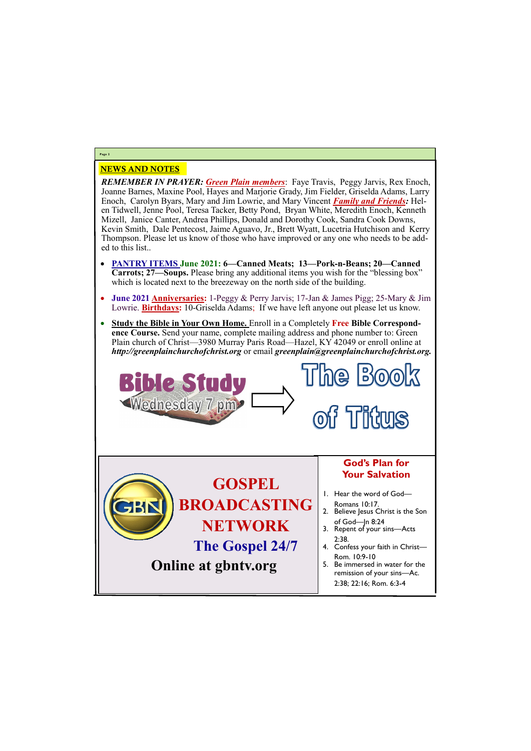## NEWS AND NOTES

***REMEMBER IN PRAYER:*** ***Green Plain members***: Faye Travis, Peggy Jarvis, Rex Enoch, Joanne Barnes, Maxine Pool, Hayes and Marjorie Grady, Jim Fielder, Griselda Adams, Larry Enoch, Carolyn Byars, Mary and Jim Lowrie, and Mary Vincent ***Family and Friends:*** Helen Tidwell, Jenne Pool, Teresa Tacker, Betty Pond, Bryan White, Meredith Enoch, Kenneth Mizell, Janice Canter, Andrea Phillips, Donald and Dorothy Cook, Sandra Cook Downs, Kevin Smith, Dale Pentecost, Jaime Aguavo, Jr., Brett Wyatt, Lucetria Hutchison and Kerry Thompson. Please let us know of those who have improved or any one who needs to be added to this list..

- **PANTRY ITEMS June 2021: 6—Canned Meats; 13—Pork-n-Beans; 20—Canned Carrots; 27—Soups.** Please bring any additional items you wish for the "blessing box" which is located next to the breezeway on the north side of the building.
- **June 2021 Anniversaries:** 1-Peggy & Perry Jarvis; 17-Jan & James Pigg; 25-Mary & Jim Lowrie. **Birthdays:** 10-Griselda Adams; If we have left anyone out please let us know.
- **Study the Bible in Your Own Home.** Enroll in a Completely **Free Bible Correspondence Course.** Send your name, complete mailing address and phone number to: Green Plain church of Christ—3980 Murray Paris Road—Hazel, KY 42049 or enroll online at ***http://greenplainchurchofchrist.org*** or email ***greenplain@greenplainchurchofchrist.org.***

**Bible Study**
Wednesday 7 pm

**The Book of Titus**

**GOSPEL BROADCASTING NETWORK**

**The Gospel 24/7**

**Online at gbntv.org**

### God's Plan for Your Salvation

1. Hear the word of God—Romans 10:17.
2. Believe Jesus Christ is the Son of God—Jn 8:24
3. Repent of your sins—Acts 2:38.
4. Confess your faith in Christ—Rom. 10:9-10
5. Be immersed in water for the remission of your sins—Ac. 2:38; 22:16; Rom. 6:3-4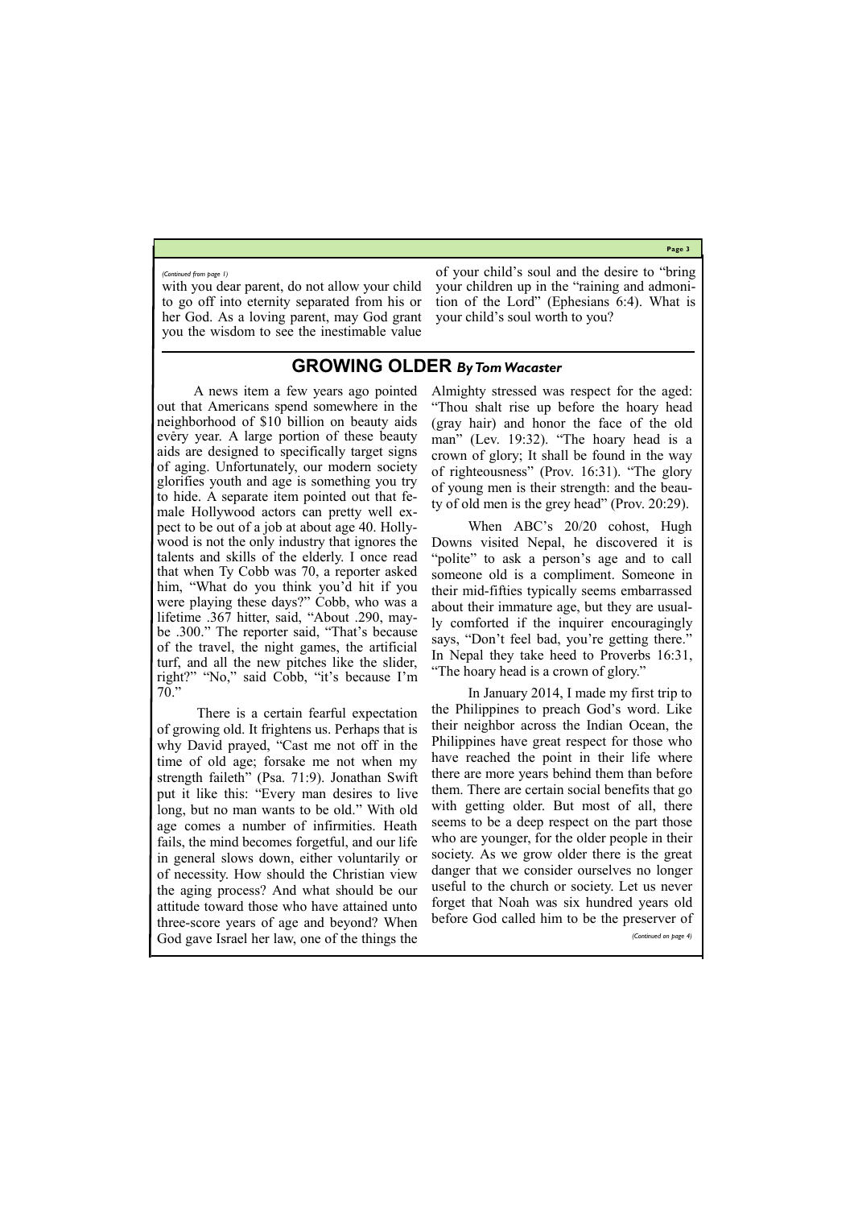*(Continued from page 1)*

with you dear parent, do not allow your child to go off into eternity separated from his or her God. As a loving parent, may God grant you the wisdom to see the inestimable value of your child's soul and the desire to "bring your children up in the "raining and admonition of the Lord" (Ephesians 6:4). What is your child's soul worth to you?

## GROWING OLDER *By Tom Wacaster*

A news item a few years ago pointed out that Americans spend somewhere in the neighborhood of $10 billion on beauty aids every year. A large portion of these beauty aids are designed to specifically target signs of aging. Unfortunately, our modern society glorifies youth and age is something you try to hide. A separate item pointed out that female Hollywood actors can pretty well expect to be out of a job at about age 40. Hollywood is not the only industry that ignores the talents and skills of the elderly. I once read that when Ty Cobb was 70, a reporter asked him, "What do you think you'd hit if you were playing these days?" Cobb, who was a lifetime .367 hitter, said, "About .290, maybe .300." The reporter said, "That's because of the travel, the night games, the artificial turf, and all the new pitches like the slider, right?" "No," said Cobb, "it's because I'm 70."

There is a certain fearful expectation of growing old. It frightens us. Perhaps that is why David prayed, "Cast me not off in the time of old age; forsake me not when my strength faileth" (Psa. 71:9). Jonathan Swift put it like this: "Every man desires to live long, but no man wants to be old." With old age comes a number of infirmities. Heath fails, the mind becomes forgetful, and our life in general slows down, either voluntarily or of necessity. How should the Christian view the aging process? And what should be our attitude toward those who have attained unto three-score years of age and beyond? When God gave Israel her law, one of the things the Almighty stressed was respect for the aged: "Thou shalt rise up before the hoary head (gray hair) and honor the face of the old man" (Lev. 19:32). "The hoary head is a crown of glory; It shall be found in the way of righteousness" (Prov. 16:31). "The glory of young men is their strength: and the beauty of old men is the grey head" (Prov. 20:29).

When ABC's 20/20 cohost, Hugh Downs visited Nepal, he discovered it is "polite" to ask a person's age and to call someone old is a compliment. Someone in their mid-fifties typically seems embarrassed about their immature age, but they are usually comforted if the inquirer encouragingly says, "Don't feel bad, you're getting there." In Nepal they take heed to Proverbs 16:31, "The hoary head is a crown of glory."

In January 2014, I made my first trip to the Philippines to preach God's word. Like their neighbor across the Indian Ocean, the Philippines have great respect for those who have reached the point in their life where there are more years behind them than before them. There are certain social benefits that go with getting older. But most of all, there seems to be a deep respect on the part those who are younger, for the older people in their society. As we grow older there is the great danger that we consider ourselves no longer useful to the church or society. Let us never forget that Noah was six hundred years old before God called him to be the preserver of

*(Continued on page 4)*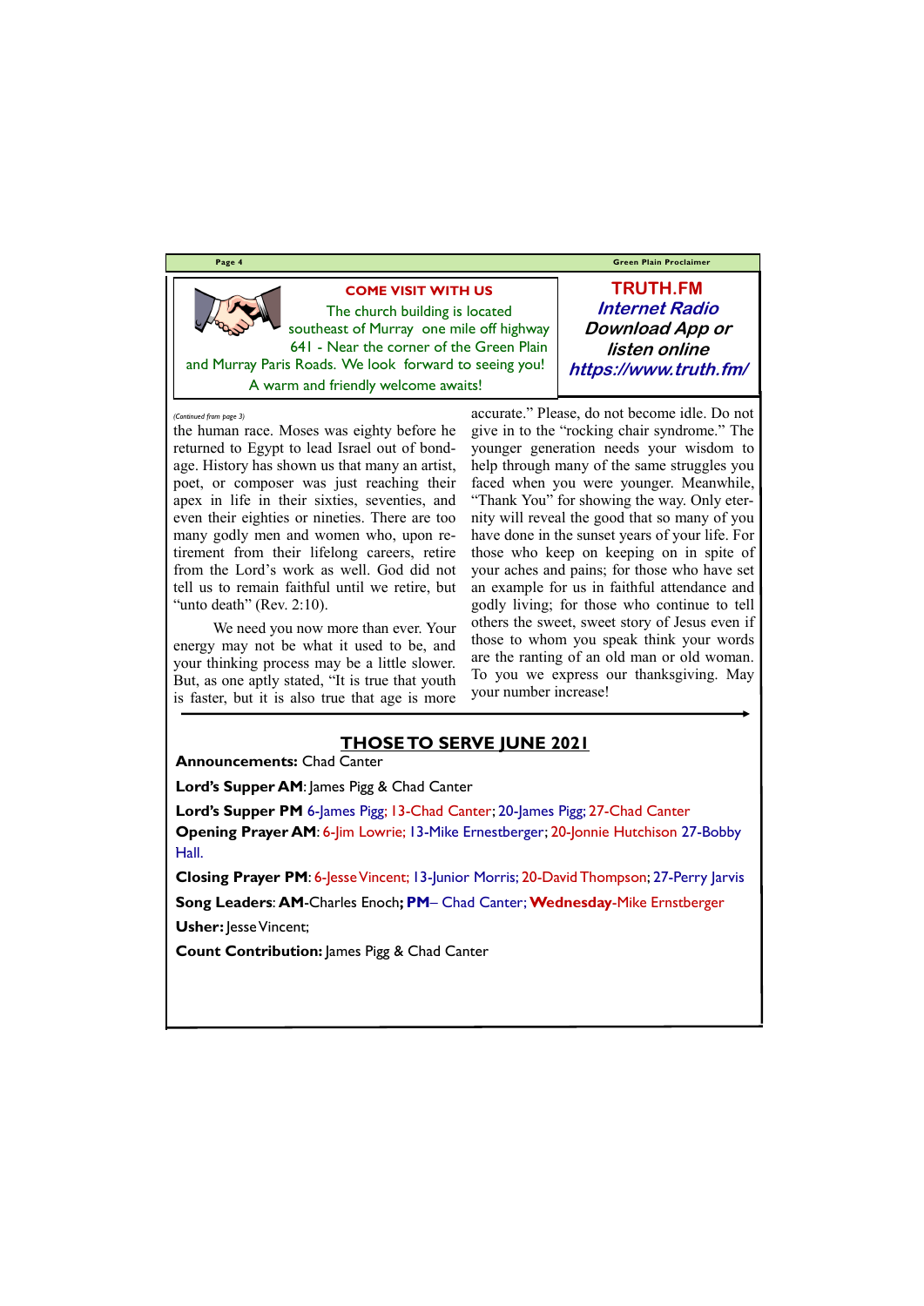## COME VISIT WITH US

The church building is located southeast of Murray one mile off highway 641 - Near the corner of the Green Plain and Murray Paris Roads. We look forward to seeing you! A warm and friendly welcome awaits!

## TRUTH.FM

***Internet Radio***

***Download App or listen online***

***https://www.truth.fm/***

*(Continued from page 3)*

the human race. Moses was eighty before he returned to Egypt to lead Israel out of bondage. History has shown us that many an artist, poet, or composer was just reaching their apex in life in their sixties, seventies, and even their eighties or nineties. There are too many godly men and women who, upon retirement from their lifelong careers, retire from the Lord's work as well. God did not tell us to remain faithful until we retire, but "unto death" (Rev. 2:10).

We need you now more than ever. Your energy may not be what it used to be, and your thinking process may be a little slower. But, as one aptly stated, "It is true that youth is faster, but it is also true that age is more accurate." Please, do not become idle. Do not give in to the "rocking chair syndrome." The younger generation needs your wisdom to help through many of the same struggles you faced when you were younger. Meanwhile, "Thank You" for showing the way. Only eternity will reveal the good that so many of you have done in the sunset years of your life. For those who keep on keeping on in spite of your aches and pains; for those who have set an example for us in faithful attendance and godly living; for those who continue to tell others the sweet, sweet story of Jesus even if those to whom you speak think your words are the ranting of an old man or old woman. To you we express our thanksgiving. May your number increase!

## THOSE TO SERVE JUNE 2021

**Announcements:** Chad Canter

**Lord's Supper AM**: James Pigg & Chad Canter

**Lord's Supper PM** 6-James Pigg; 13-Chad Canter; 20-James Pigg; 27-Chad Canter

**Opening Prayer AM**: 6-Jim Lowrie; 13-Mike Ernestberger; 20-Jonnie Hutchison 27-Bobby Hall.

**Closing Prayer PM**: 6-Jesse Vincent; 13-Junior Morris; 20-David Thompson; 27-Perry Jarvis

**Song Leaders**: **AM**-Charles Enoch; **PM**– Chad Canter; **Wednesday**-Mike Ernstberger

**Usher:** Jesse Vincent;

**Count Contribution:** James Pigg & Chad Canter